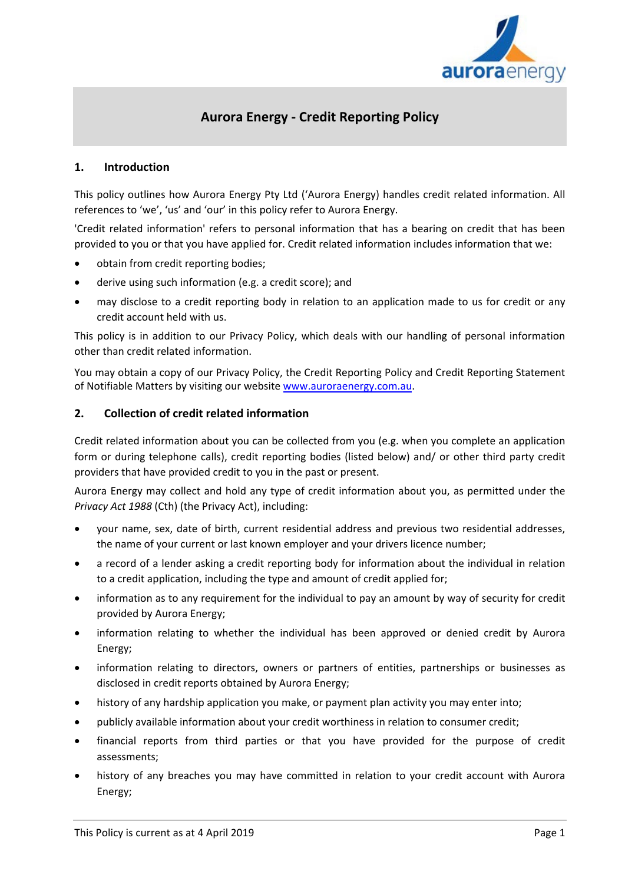# Aurora Energy - Credit Reporting Policy

## 1. Introduction

This policy outlines how Aurora Energy Pty Ltd ('Aurora Energy) handles credit related information. All references to 'we', 'us' and 'our' in this policy refer to Aurora Energy.

'Credit related information' refers to personal information that has a bearing on credit that has been provided to you or that you have applied for. Credit related information includes information that we:

- obtain from credit reporting bodies;
- derive using such information (e.g. a credit score); and
- may disclose to a credit reporting body in relation to an application made to us for credit or any credit account held with us.

This policy is in addition to our Privacy Policy, which deals with our handling of personal information other than credit related information.

You may obtain a copy of our Privacy Policy, the Credit Reporting Policy and Credit Reporting Statement of Notifiable Matters by visiting our website [www.auroraenergy.com.au](www.auroraenergy.com.au).

## 2. Collection of credit related information

Credit related information about you can be collected from you (e.g. when you complete an application form or during telephone calls), credit reporting bodies (listed below) and/ or other third party credit providers that have provided credit to you in the past or present.

Aurora Energy may collect and hold any type of credit information about you, as permitted under the *Privacy Act 1988* (Cth) (the Privacy Act), including:

- your name, sex, date of birth, current residential address and previous two residential addresses, the name of your current or last known employer and your drivers licence number;
- a record of a lender asking a credit reporting body for information about the individual in relation to a credit application, including the type and amount of credit applied for;
- information as to any requirement for the individual to pay an amount by way of security for credit provided by Aurora Energy;
- information relating to whether the individual has been approved or denied credit by Aurora Energy;
- information relating to directors, owners or partners of entities, partnerships or businesses as disclosed in credit reports obtained by Aurora Energy;
- history of any hardship application you make, or payment plan activity you may enter into;
- publicly available information about your credit worthiness in relation to consumer credit;
- financial reports from third parties or that you have provided for the purpose of credit assessments;
- history of any breaches you may have committed in relation to your credit account with Aurora Energy;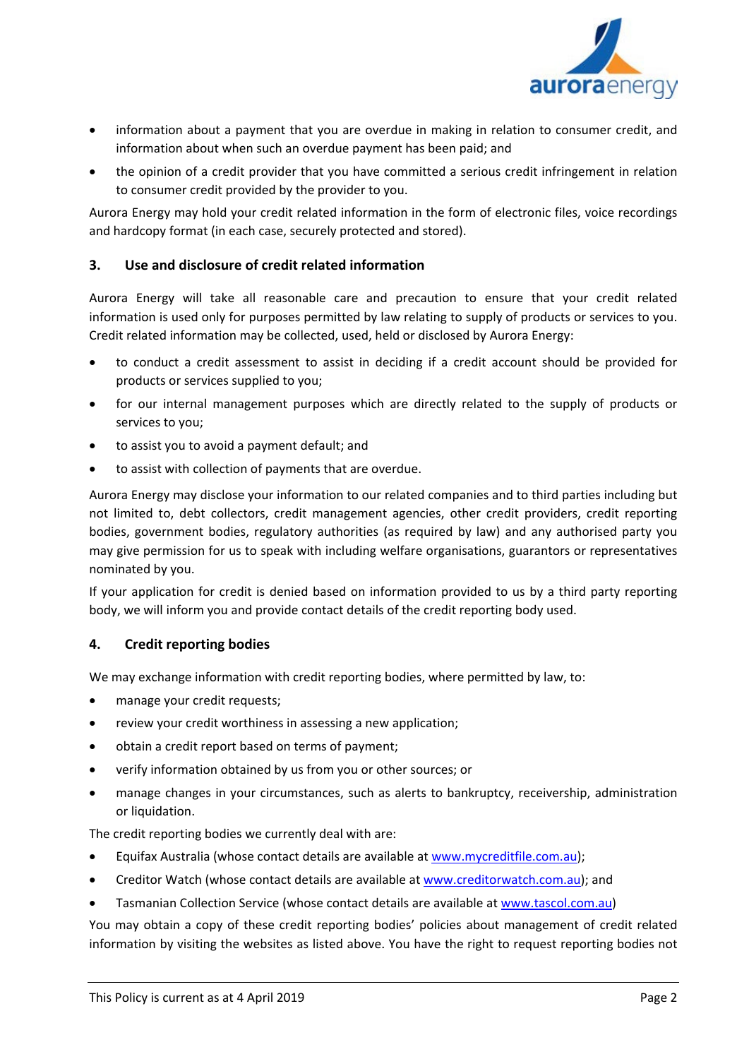- information about a payment that you are overdue in making in relation to consumer credit, and information about when such an overdue payment has been paid; and
- the opinion of a credit provider that you have committed a serious credit infringement in relation to consumer credit provided by the provider to you.

Aurora Energy may hold your credit related information in the form of electronic files, voice recordings and hardcopy format (in each case, securely protected and stored).

## 3. Use and disclosure of credit related information

Aurora Energy will take all reasonable care and precaution to ensure that your credit related information is used only for purposes permitted by law relating to supply of products or services to you. Credit related information may be collected, used, held or disclosed by Aurora Energy:

- to conduct a credit assessment to assist in deciding if a credit account should be provided for products or services supplied to you;
- for our internal management purposes which are directly related to the supply of products or services to you;
- to assist you to avoid a payment default; and
- to assist with collection of payments that are overdue.

Aurora Energy may disclose your information to our related companies and to third parties including but not limited to, debt collectors, credit management agencies, other credit providers, credit reporting bodies, government bodies, regulatory authorities (as required by law) and any authorised party you may give permission for us to speak with including welfare organisations, guarantors or representatives nominated by you.

If your application for credit is denied based on information provided to us by a third party reporting body, we will inform you and provide contact details of the credit reporting body used.

## 4. Credit reporting bodies

We may exchange information with credit reporting bodies, where permitted by law, to:

- manage your credit requests;
- review your credit worthiness in assessing a new application;
- obtain a credit report based on terms of payment;
- verify information obtained by us from you or other sources; or
- manage changes in your circumstances, such as alerts to bankruptcy, receivership, administration or liquidation.

The credit reporting bodies we currently deal with are:

- Equifax Australia (whose contact details are available at www.mycreditfile.com.au);
- Creditor Watch (whose contact details are available at www.creditorwatch.com.au); and
- Tasmanian Collection Service (whose contact details are available at www.tascol.com.au)

You may obtain a copy of these credit reporting bodies' policies about management of credit related information by visiting the websites as listed above. You have the right to request reporting bodies not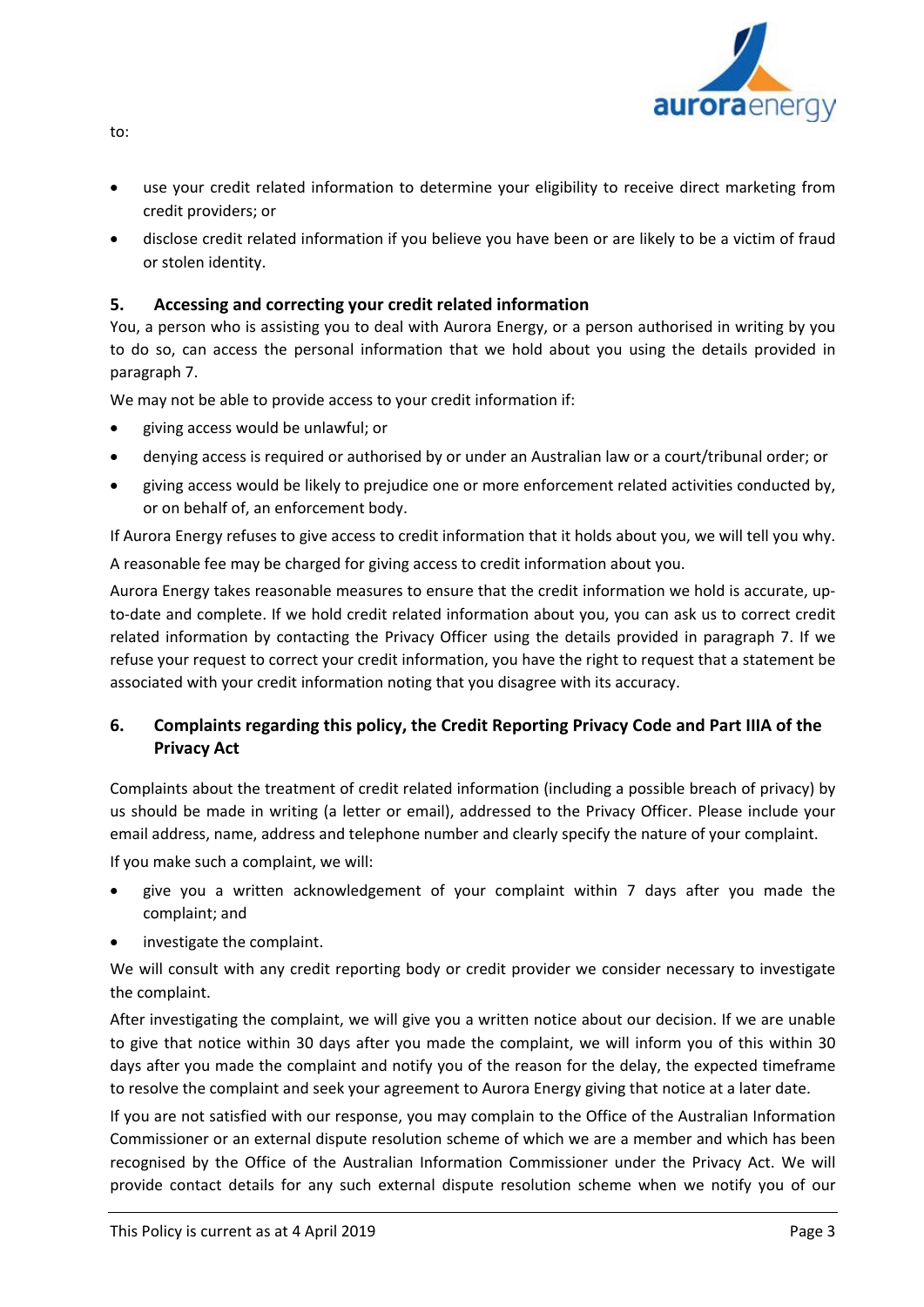to:

- use your credit related information to determine your eligibility to receive direct marketing from credit providers; or
- disclose credit related information if you believe you have been or are likely to be a victim of fraud or stolen identity.

## 5. Accessing and correcting your credit related information

You, a person who is assisting you to deal with Aurora Energy, or a person authorised in writing by you to do so, can access the personal information that we hold about you using the details provided in paragraph 7.

We may not be able to provide access to your credit information if:

- giving access would be unlawful; or
- denying access is required or authorised by or under an Australian law or a court/tribunal order; or
- giving access would be likely to prejudice one or more enforcement related activities conducted by, or on behalf of, an enforcement body.

If Aurora Energy refuses to give access to credit information that it holds about you, we will tell you why.

A reasonable fee may be charged for giving access to credit information about you.

Aurora Energy takes reasonable measures to ensure that the credit information we hold is accurate, up-to-date and complete. If we hold credit related information about you, you can ask us to correct credit related information by contacting the Privacy Officer using the details provided in paragraph 7. If we refuse your request to correct your credit information, you have the right to request that a statement be associated with your credit information noting that you disagree with its accuracy.

## 6. Complaints regarding this policy, the Credit Reporting Privacy Code and Part IIIA of the Privacy Act

Complaints about the treatment of credit related information (including a possible breach of privacy) by us should be made in writing (a letter or email), addressed to the Privacy Officer. Please include your email address, name, address and telephone number and clearly specify the nature of your complaint.

If you make such a complaint, we will:

- give you a written acknowledgement of your complaint within 7 days after you made the complaint; and
- investigate the complaint.

We will consult with any credit reporting body or credit provider we consider necessary to investigate the complaint.

After investigating the complaint, we will give you a written notice about our decision. If we are unable to give that notice within 30 days after you made the complaint, we will inform you of this within 30 days after you made the complaint and notify you of the reason for the delay, the expected timeframe to resolve the complaint and seek your agreement to Aurora Energy giving that notice at a later date.

If you are not satisfied with our response, you may complain to the Office of the Australian Information Commissioner or an external dispute resolution scheme of which we are a member and which has been recognised by the Office of the Australian Information Commissioner under the Privacy Act. We will provide contact details for any such external dispute resolution scheme when we notify you of our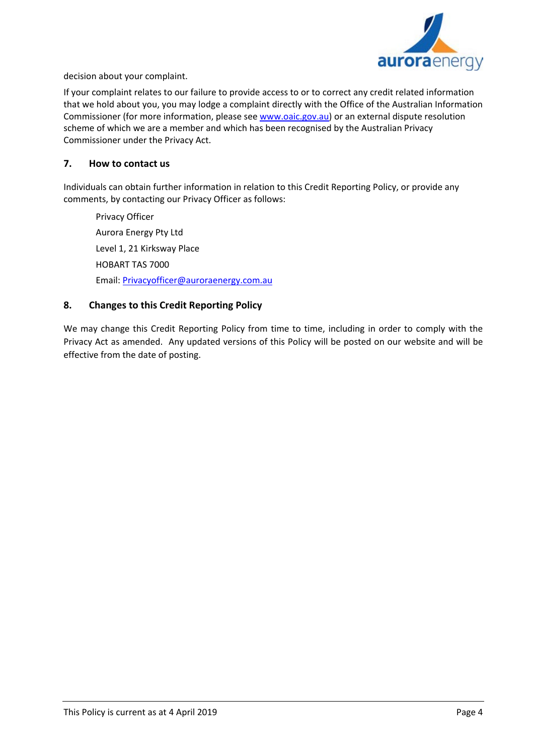decision about your complaint.

If your complaint relates to our failure to provide access to or to correct any credit related information that we hold about you, you may lodge a complaint directly with the Office of the Australian Information Commissioner (for more information, please see www.oaic.gov.au) or an external dispute resolution scheme of which we are a member and which has been recognised by the Australian Privacy Commissioner under the Privacy Act.

## 7. How to contact us

Individuals can obtain further information in relation to this Credit Reporting Policy, or provide any comments, by contacting our Privacy Officer as follows:

Privacy Officer
Aurora Energy Pty Ltd
Level 1, 21 Kirksway Place
HOBART TAS 7000
Email: Privacyofficer@auroraenergy.com.au

## 8. Changes to this Credit Reporting Policy

We may change this Credit Reporting Policy from time to time, including in order to comply with the Privacy Act as amended. Any updated versions of this Policy will be posted on our website and will be effective from the date of posting.

This Policy is current as at 4 April 2019